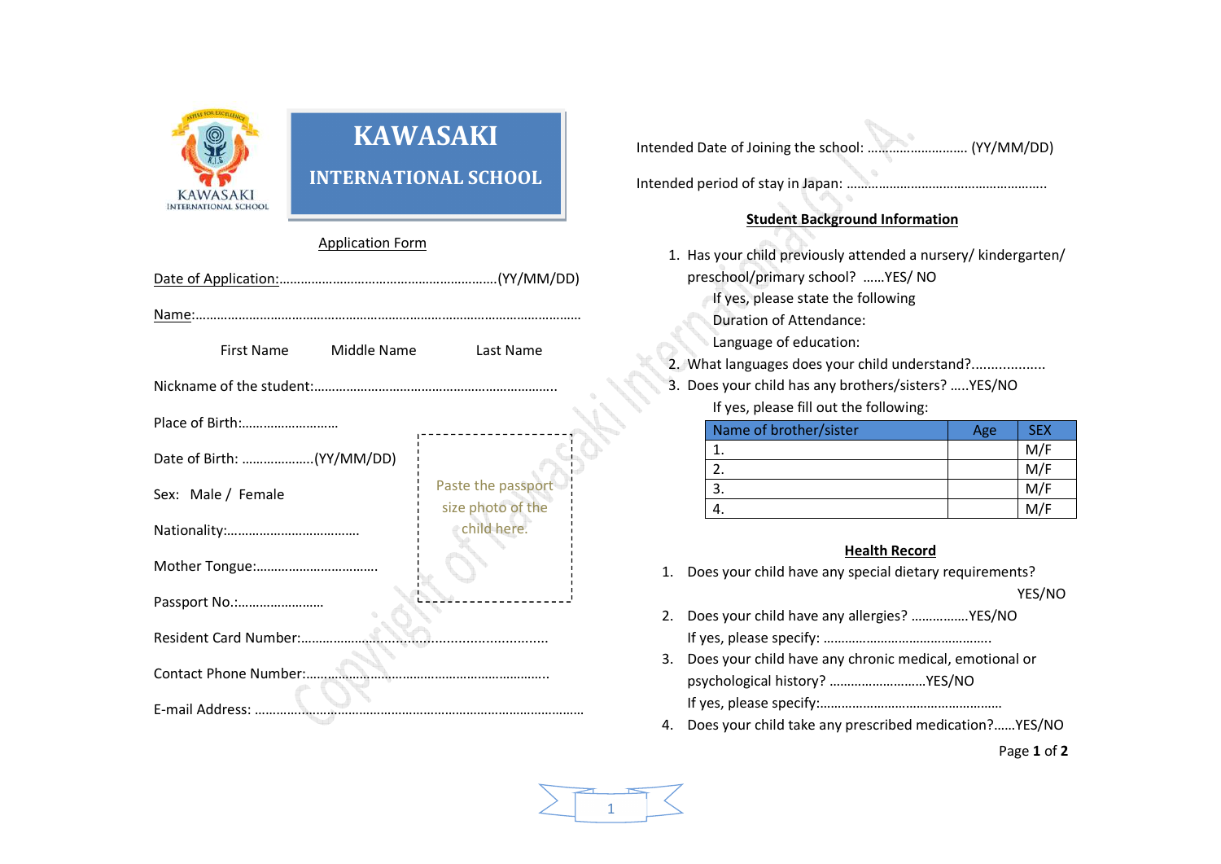# KAWASAKI INTERNATIONAL SCHOOL

KAWASAKI INTERNATIONAL SCHOOL

Application Form

Date of Application:..........................................................(YY/MM/DD)

Name:..........................................................................................................

First Name Middle Name Last Name

Nickname of the student:...................................................................

Place of Birth:...........................

Date of Birth: ....................(YY/MM/DD)

Sex: Male / Female

Nationality:....................................

Mother Tongue:.................................

Passport No.:........................

Resident Card Number:...................................................................

Contact Phone Number:...................................................................

E-mail Address: ..........................................................................................

Paste the passport size photo of the child here.

Intended Date of Joining the school: ............................ (YY/MM/DD)

Intended period of stay in Japan: .......................................................

## Student Background Information

1. Has your child previously attended a nursery/ kindergarten/ preschool/primary school? ......YES/ NO
   If yes, please state the following
   Duration of Attendance:
   Language of education:
2. What languages does your child understand?..................
3. Does your child has any brothers/sisters? .....YES/NO
   If yes, please fill out the following:

| Name of brother/sister | Age | SEX |
|---|---|---|
| 1. | | M/F |
| 2. | | M/F |
| 3. | | M/F |
| 4. | | M/F |

## Health Record

1. Does your child have any special dietary requirements? YES/NO
2. Does your child have any allergies? ................YES/NO
   If yes, please specify: .............................................
3. Does your child have any chronic medical, emotional or psychological history? ...........................YES/NO
   If yes, please specify:..................................................
4. Does your child take any prescribed medication?......YES/NO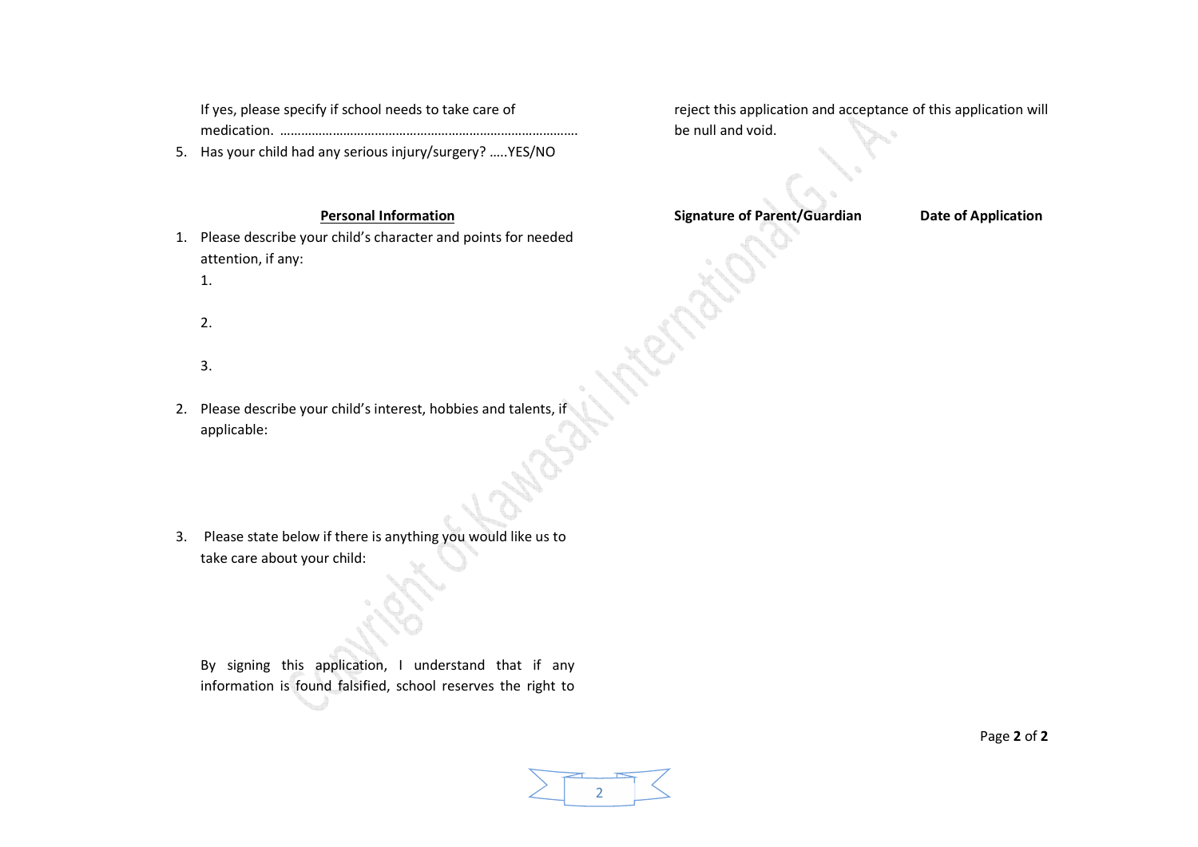If yes, please specify if school needs to take care of medication. ……………………………………………………………………………

5. Has your child had any serious injury/surgery? …..YES/NO

## Personal Information

1. Please describe your child's character and points for needed attention, if any:

   1.

   2.

   3.

2. Please describe your child's interest, hobbies and talents, if applicable:

3. Please state below if there is anything you would like us to take care about your child:

By signing this application, I understand that if any information is found falsified, school reserves the right to reject this application and acceptance of this application will be null and void.

**Signature of Parent/Guardian** **Date of Application**